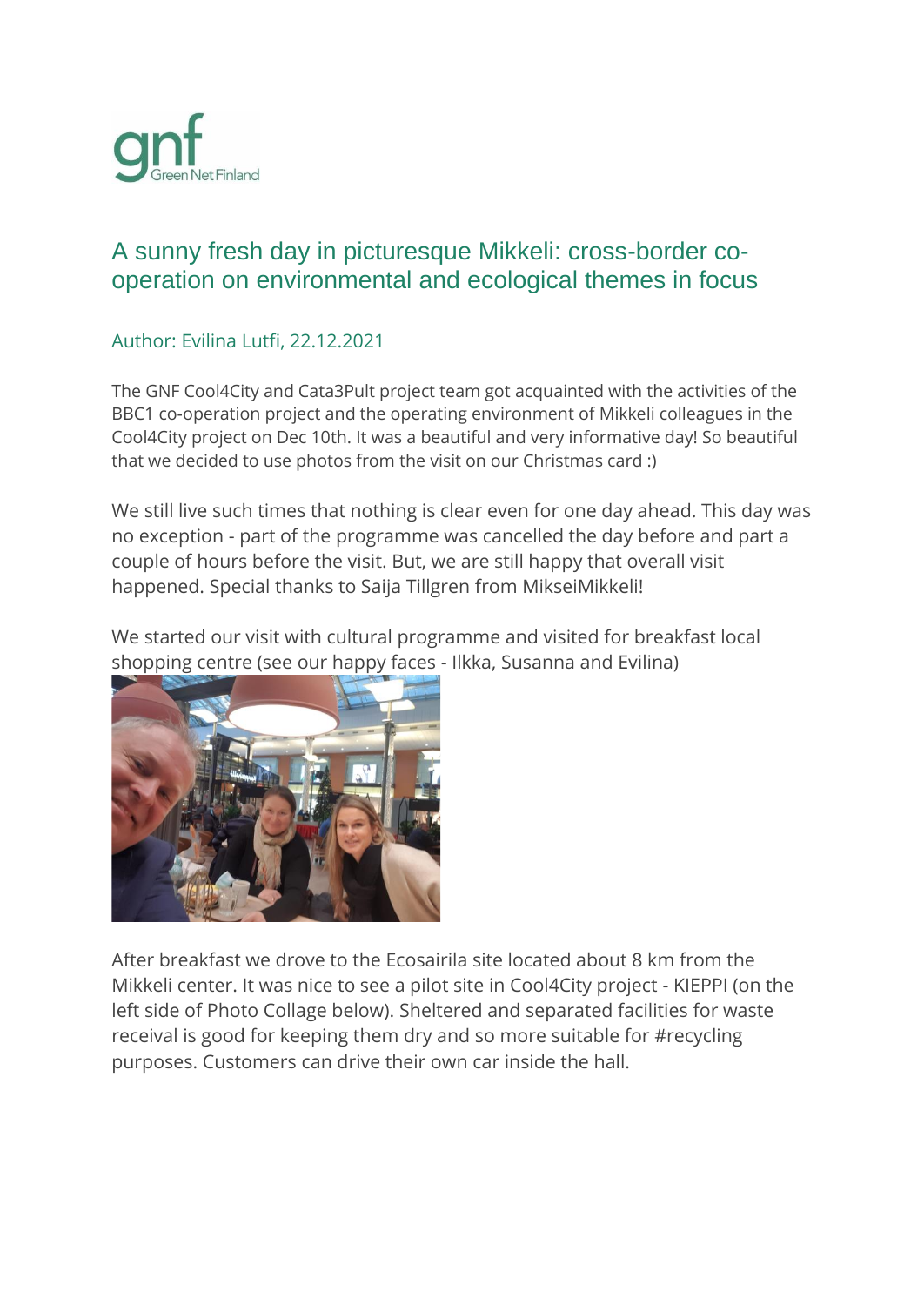# A sunny fresh day in picturesque Mikkeli: cross-border co-operation on environmental and ecological themes in focus

Author: Evilina Lutfi, 22.12.2021

The GNF Cool4City and Cata3Pult project team got acquainted with the activities of the BBC1 co-operation project and the operating environment of Mikkeli colleagues in the Cool4City project on Dec 10th. It was a beautiful and very informative day! So beautiful that we decided to use photos from the visit on our Christmas card :)

We still live such times that nothing is clear even for one day ahead. This day was no exception - part of the programme was cancelled the day before and part a couple of hours before the visit. But, we are still happy that overall visit happened. Special thanks to Saija Tillgren from MikseiMikkeli!

We started our visit with cultural programme and visited for breakfast local shopping centre (see our happy faces - Ilkka, Susanna and Evilina)

After breakfast we drove to the Ecosairila site located about 8 km from the Mikkeli center. It was nice to see a pilot site in Cool4City project - KIEPPI (on the left side of Photo Collage below). Sheltered and separated facilities for waste receival is good for keeping them dry and so more suitable for #recycling purposes. Customers can drive their own car inside the hall.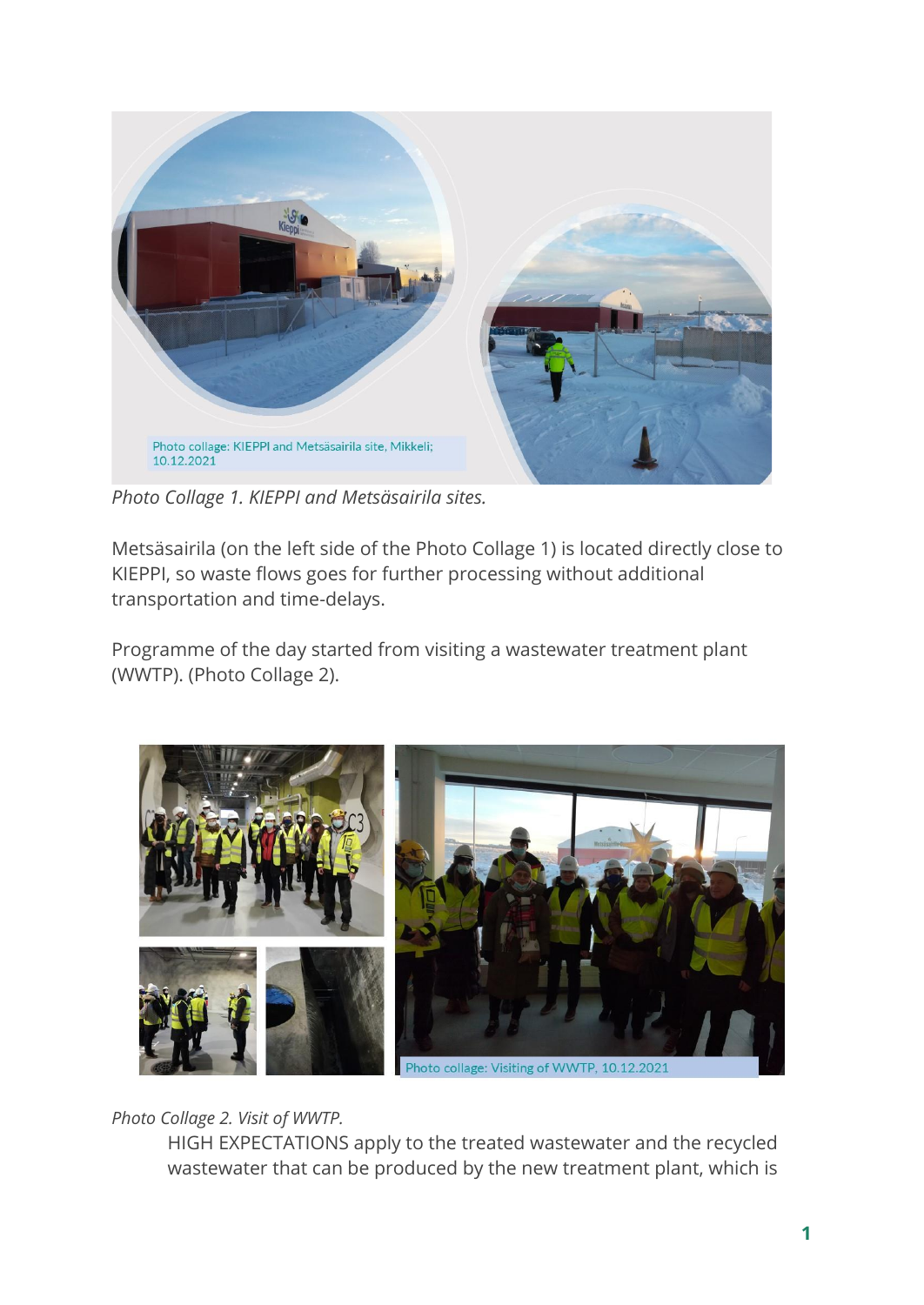*Photo Collage 1. KIEPPI and Metsäsairila sites.*

Metsäsairila (on the left side of the Photo Collage 1) is located directly close to KIEPPI, so waste flows goes for further processing without additional transportation and time-delays.

Programme of the day started from visiting a wastewater treatment plant (WWTP). (Photo Collage 2).

*Photo Collage 2. Visit of WWTP.*

HIGH EXPECTATIONS apply to the treated wastewater and the recycled wastewater that can be produced by the new treatment plant, which is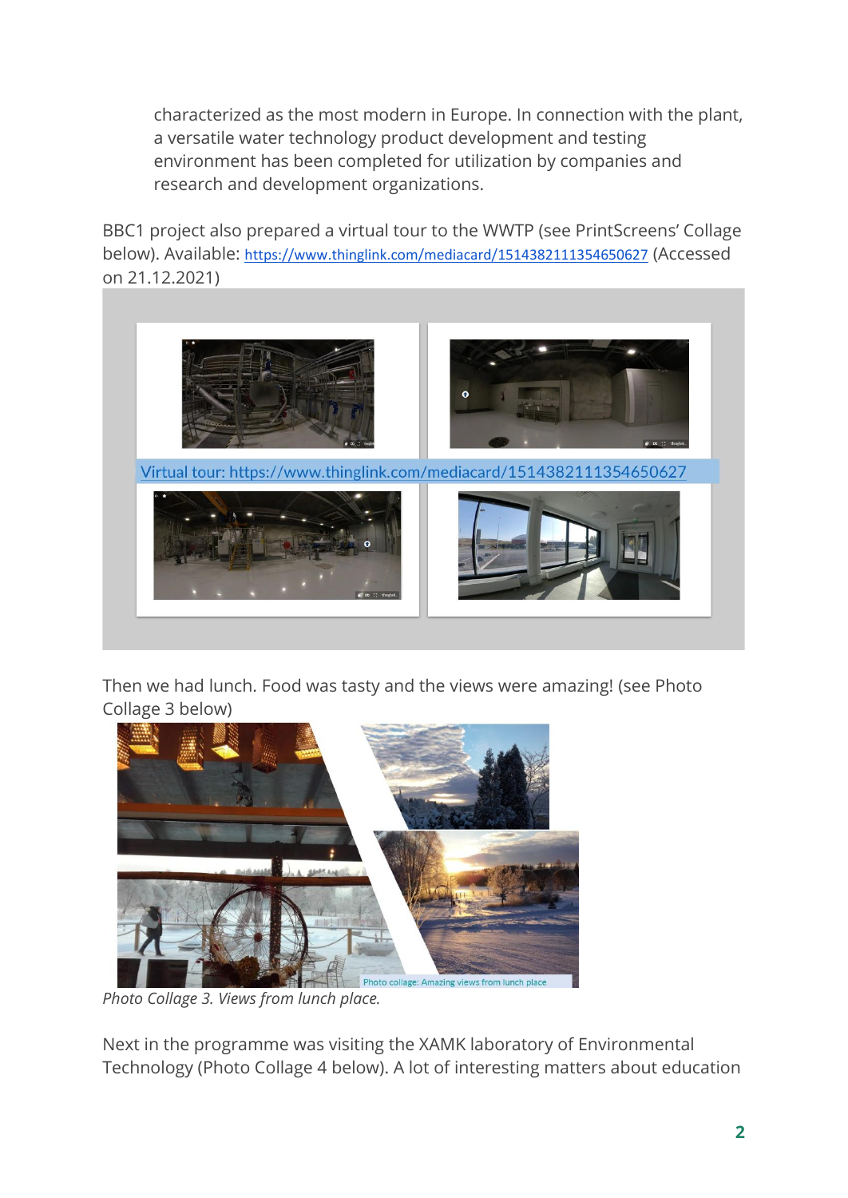characterized as the most modern in Europe. In connection with the plant, a versatile water technology product development and testing environment has been completed for utilization by companies and research and development organizations.

BBC1 project also prepared a virtual tour to the WWTP (see PrintScreens' Collage below). Available: https://www.thinglink.com/mediacard/1514382111354650627 (Accessed on 21.12.2021)

Virtual tour: https://www.thinglink.com/mediacard/1514382111354650627

Then we had lunch. Food was tasty and the views were amazing! (see Photo Collage 3 below)

Photo collage: Amazing views from lunch place

*Photo Collage 3. Views from lunch place.*

Next in the programme was visiting the XAMK laboratory of Environmental Technology (Photo Collage 4 below). A lot of interesting matters about education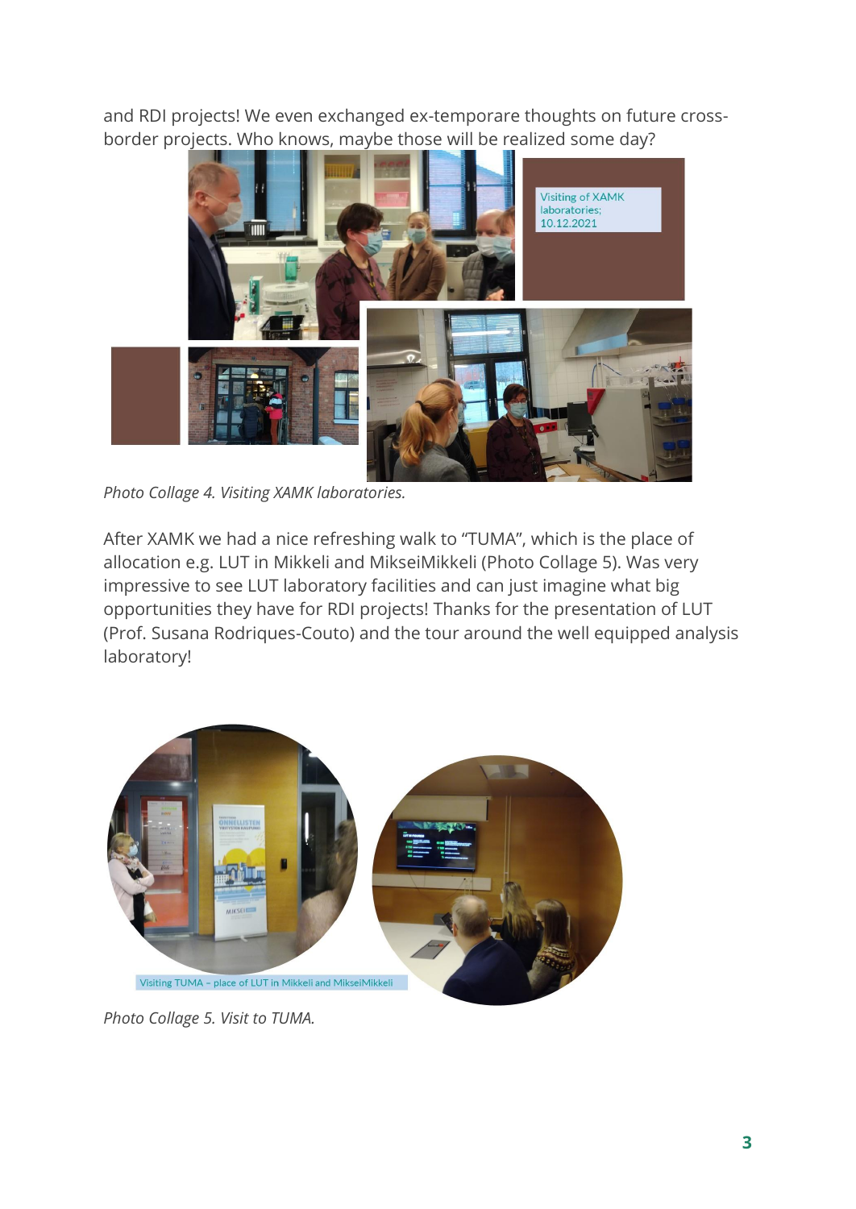and RDI projects! We even exchanged ex-temporare thoughts on future cross-border projects. Who knows, maybe those will be realized some day?

Visiting of XAMK laboratories; 10.12.2021

*Photo Collage 4. Visiting XAMK laboratories.*

After XAMK we had a nice refreshing walk to "TUMA", which is the place of allocation e.g. LUT in Mikkeli and MikseiMikkeli (Photo Collage 5). Was very impressive to see LUT laboratory facilities and can just imagine what big opportunities they have for RDI projects! Thanks for the presentation of LUT (Prof. Susana Rodriques-Couto) and the tour around the well equipped analysis laboratory!

Visiting TUMA – place of LUT in Mikkeli and MikseiMikkeli

*Photo Collage 5. Visit to TUMA.*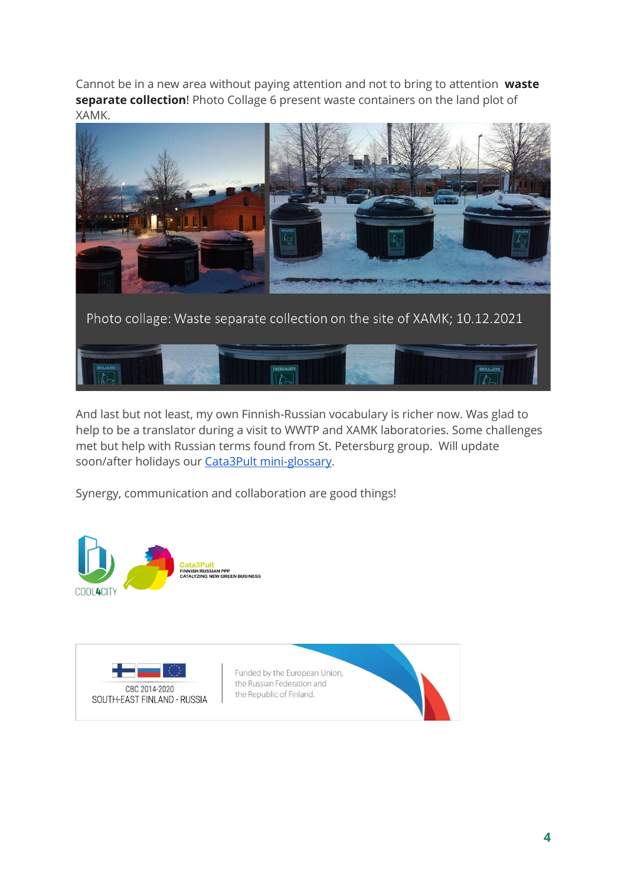Cannot be in a new area without paying attention and not to bring to attention **waste separate collection**! Photo Collage 6 present waste containers on the land plot of XAMK.

Photo collage: Waste separate collection on the site of XAMK; 10.12.2021

And last but not least, my own Finnish-Russian vocabulary is richer now. Was glad to help to be a translator during a visit to WWTP and XAMK laboratories. Some challenges met but help with Russian terms found from St. Petersburg group. Will update soon/after holidays our [Cata3Pult mini-glossary](#).

Synergy, communication and collaboration are good things!

COOL4CITY

Cata3Pult
FINNISH RUSSIAN PPP
CATALYZING NEW GREEN BUSINESS

CBC 2014-2020
SOUTH-EAST FINLAND - RUSSIA

Funded by the European Union, the Russian Federation and the Republic of Finland.